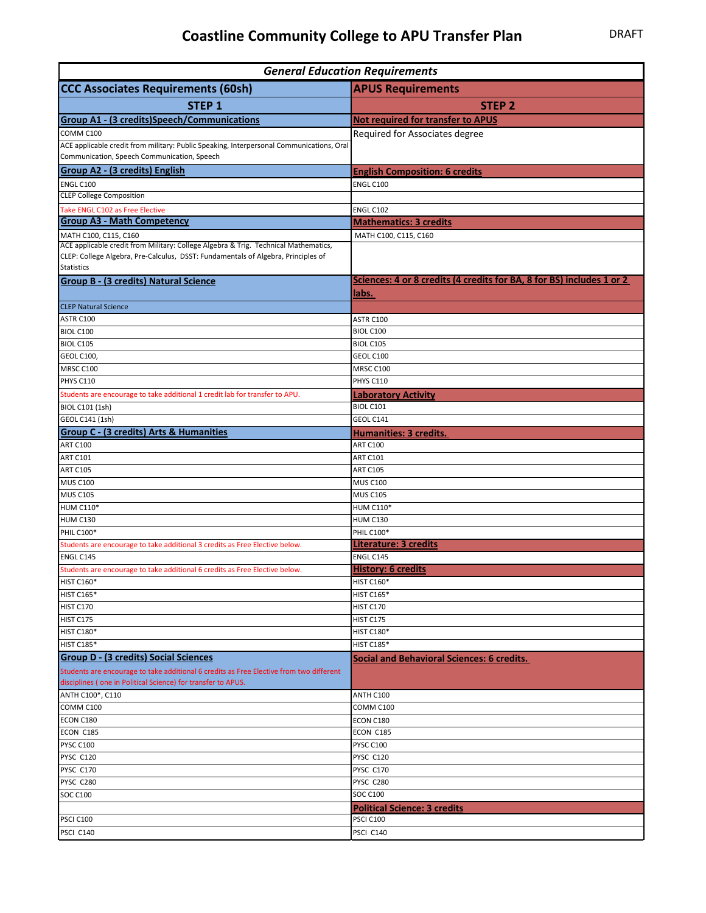# Coastline Community College to APU Transfer Plan

DRAFT

| General Education Requirements | |
|---|---|
| **CCC Associates Requirements (60sh)** | **APUS Requirements** |
| **STEP 1** | **STEP 2** |
| **Group A1 - (3 credits)Speech/Communications** | **Not required for transfer to APUS** |
| COMM C100 | Required for Associates degree |
| ACE applicable credit from military: Public Speaking, Interpersonal Communications, Oral Communication, Speech Communication, Speech | |
| **Group A2 - (3 credits) English** | **English Composition: 6 credits** |
| ENGL C100 | ENGL C100 |
| CLEP College Composition | |
| Take ENGL C102 as Free Elective | ENGL C102 |
| **Group A3 - Math Competency** | **Mathematics: 3 credits** |
| MATH C100, C115, C160 | MATH C100, C115, C160 |
| ACE applicable credit from Military: College Algebra & Trig. Technical Mathematics, CLEP: College Algebra, Pre-Calculus, DSST: Fundamentals of Algebra, Principles of Statistics | |
| **Group B - (3 credits) Natural Science** | **Sciences: 4 or 8 credits (4 credits for BA, 8 for BS) includes 1 or 2 labs.** |
| CLEP Natural Science | |
| ASTR C100 | ASTR C100 |
| BIOL C100 | BIOL C100 |
| BIOL C105 | BIOL C105 |
| GEOL C100, | GEOL C100 |
| MRSC C100 | MRSC C100 |
| PHYS C110 | PHYS C110 |
| Students are encourage to take additional 1 credit lab for transfer to APU. | **Laboratory Activity** |
| BIOL C101 (1sh) | BIOL C101 |
| GEOL C141 (1sh) | GEOL C141 |
| **Group C - (3 credits) Arts & Humanities** | **Humanities: 3 credits.** |
| ART C100 | ART C100 |
| ART C101 | ART C101 |
| ART C105 | ART C105 |
| MUS C100 | MUS C100 |
| MUS C105 | MUS C105 |
| HUM C110* | HUM C110* |
| HUM C130 | HUM C130 |
| PHIL C100* | PHIL C100* |
| Students are encourage to take additional 3 credits as Free Elective below. | **Literature: 3 credits** |
| ENGL C145 | ENGL C145 |
| Students are encourage to take additional 6 credits as Free Elective below. | **History: 6 credits** |
| HIST C160* | HIST C160* |
| HIST C165* | HIST C165* |
| HIST C170 | HIST C170 |
| HIST C175 | HIST C175 |
| HIST C180* | HIST C180* |
| HIST C185* | HIST C185* |
| **Group D - (3 credits) Social Sciences** | **Social and Behavioral Sciences: 6 credits.** |
| Students are encourage to take additional 6 credits as Free Elective from two different disciplines ( one in Political Science) for transfer to APUS. | |
| ANTH C100*, C110 | ANTH C100 |
| COMM C100 | COMM C100 |
| ECON C180 | ECON C180 |
| ECON C185 | ECON C185 |
| PYSC C100 | PYSC C100 |
| PYSC C120 | PYSC C120 |
| PYSC C170 | PYSC C170 |
| PYSC C280 | PYSC C280 |
| SOC C100 | SOC C100 |
| | **Political Science: 3 credits** |
| PSCI C100 | PSCI C100 |
| PSCI C140 | PSCI C140 |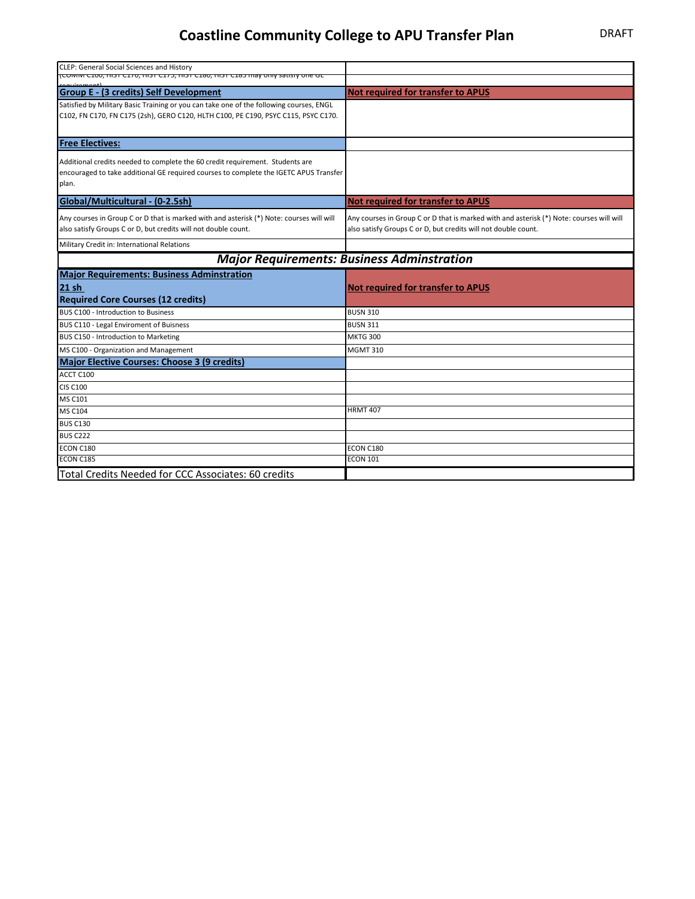# Coastline Community College to APU Transfer Plan

DRAFT

| | |
|---|---|
| CLEP: General Social Sciences and History | |
| (COMM C100, HIST C170, HIST C175, HIST C180, HIST C185 may only satisfy one GE requirement) | |
| **Group E - (3 credits) Self Development** | **Not required for transfer to APUS** |
| Satisfied by Military Basic Training or you can take one of the following courses, ENGL C102, FN C170, FN C175 (2sh), GERO C120, HLTH C100, PE C190, PSYC C115, PSYC C170. | |
| **Free Electives:** | |
| Additional credits needed to complete the 60 credit requirement. Students are encouraged to take additional GE required courses to complete the IGETC APUS Transfer plan. | |
| **Global/Multicultural - (0-2.5sh)** | **Not required for transfer to APUS** |
| Any courses in Group C or D that is marked with and asterisk (*) Note: courses will will also satisfy Groups C or D, but credits will not double count. | Any courses in Group C or D that is marked with and asterisk (*) Note: courses will will also satisfy Groups C or D, but credits will not double count. |
| Military Credit in: International Relations | |
| ***Major Requirements: Business Adminstration*** | |
| **Major Requirements: Business Adminstration 21 sh Required Core Courses (12 credits)** | **Not required for transfer to APUS** |
| BUS C100 - Introduction to Business | BUSN 310 |
| BUS C110 - Legal Enviroment of Buisness | BUSN 311 |
| BUS C150 - Introduction to Marketing | MKTG 300 |
| MS C100 - Organization and Management | MGMT 310 |
| **Major Elective Courses: Choose 3 (9 credits)** | |
| ACCT C100 | |
| CIS C100 | |
| MS C101 | |
| MS C104 | HRMT 407 |
| BUS C130 | |
| BUS C222 | |
| ECON C180 | ECON C180 |
| ECON C185 | ECON 101 |
| Total Credits Needed for CCC Associates: 60 credits | |